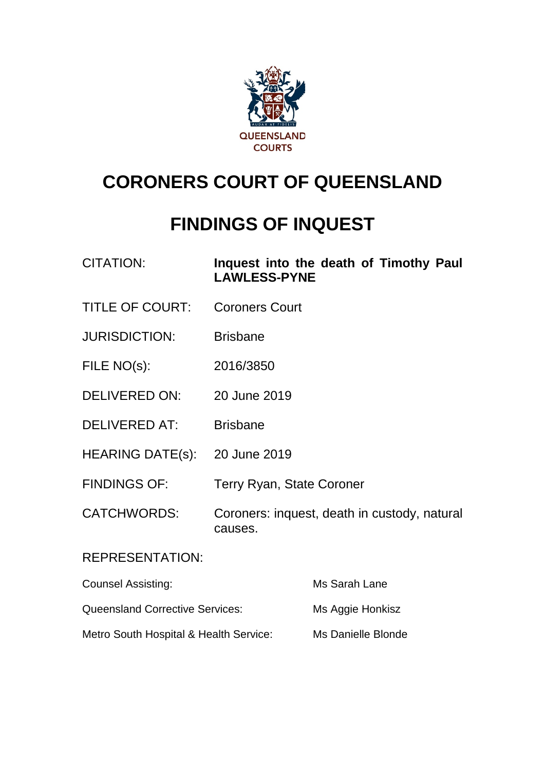QUEENSLAND COURTS

# CORONERS COURT OF QUEENSLAND

# FINDINGS OF INQUEST

| | |
|---|---|
| CITATION: | **Inquest into the death of Timothy Paul LAWLESS-PYNE** |
| TITLE OF COURT: | Coroners Court |
| JURISDICTION: | Brisbane |
| FILE NO(s): | 2016/3850 |
| DELIVERED ON: | 20 June 2019 |
| DELIVERED AT: | Brisbane |
| HEARING DATE(s): | 20 June 2019 |
| FINDINGS OF: | Terry Ryan, State Coroner |
| CATCHWORDS: | Coroners: inquest, death in custody, natural causes. |

REPRESENTATION:

| | |
|---|---|
| Counsel Assisting: | Ms Sarah Lane |
| Queensland Corrective Services: | Ms Aggie Honkisz |
| Metro South Hospital & Health Service: | Ms Danielle Blonde |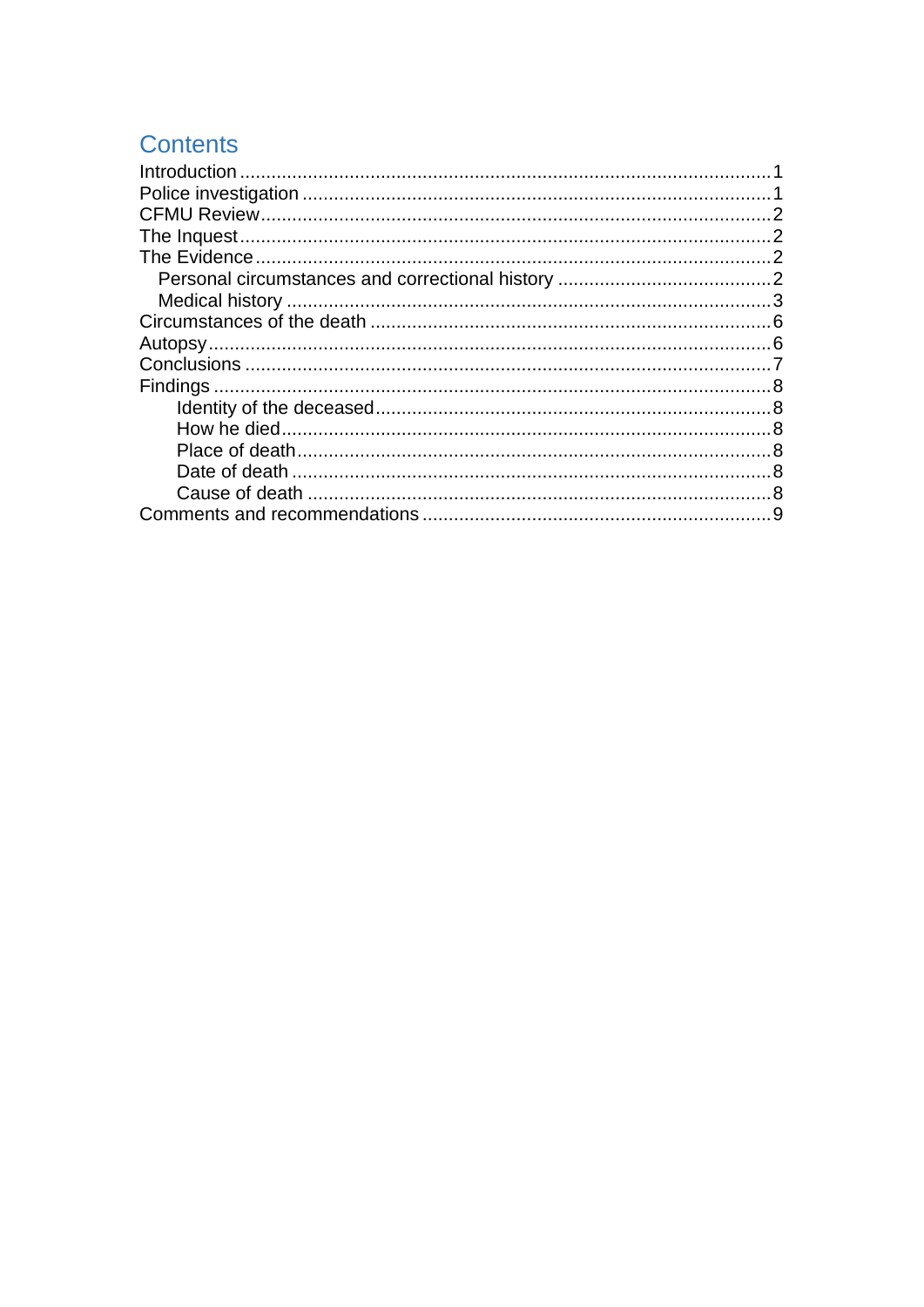# Contents

- Introduction ..... 1
- Police investigation ..... 1
- CFMU Review ..... 2
- The Inquest ..... 2
- The Evidence ..... 2
  - Personal circumstances and correctional history ..... 2
  - Medical history ..... 3
- Circumstances of the death ..... 6
- Autopsy ..... 6
- Conclusions ..... 7
- Findings ..... 8
  - Identity of the deceased ..... 8
  - How he died ..... 8
  - Place of death ..... 8
  - Date of death ..... 8
  - Cause of death ..... 8
- Comments and recommendations ..... 9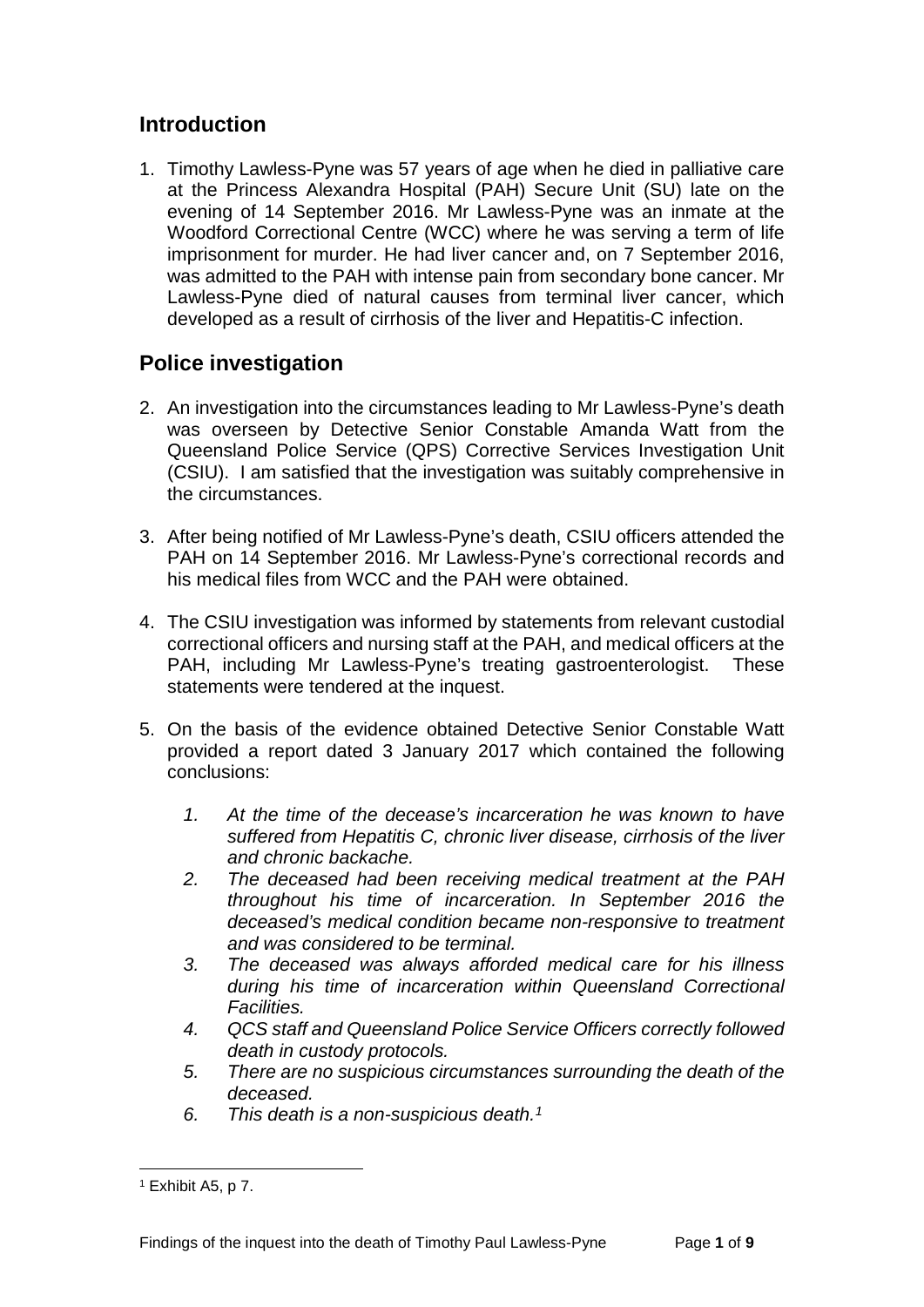## Introduction

1. Timothy Lawless-Pyne was 57 years of age when he died in palliative care at the Princess Alexandra Hospital (PAH) Secure Unit (SU) late on the evening of 14 September 2016. Mr Lawless-Pyne was an inmate at the Woodford Correctional Centre (WCC) where he was serving a term of life imprisonment for murder. He had liver cancer and, on 7 September 2016, was admitted to the PAH with intense pain from secondary bone cancer. Mr Lawless-Pyne died of natural causes from terminal liver cancer, which developed as a result of cirrhosis of the liver and Hepatitis-C infection.

## Police investigation

2. An investigation into the circumstances leading to Mr Lawless-Pyne's death was overseen by Detective Senior Constable Amanda Watt from the Queensland Police Service (QPS) Corrective Services Investigation Unit (CSIU). I am satisfied that the investigation was suitably comprehensive in the circumstances.

3. After being notified of Mr Lawless-Pyne's death, CSIU officers attended the PAH on 14 September 2016. Mr Lawless-Pyne's correctional records and his medical files from WCC and the PAH were obtained.

4. The CSIU investigation was informed by statements from relevant custodial correctional officers and nursing staff at the PAH, and medical officers at the PAH, including Mr Lawless-Pyne's treating gastroenterologist. These statements were tendered at the inquest.

5. On the basis of the evidence obtained Detective Senior Constable Watt provided a report dated 3 January 2017 which contained the following conclusions:

   1. *At the time of the decease's incarceration he was known to have suffered from Hepatitis C, chronic liver disease, cirrhosis of the liver and chronic backache.*
   2. *The deceased had been receiving medical treatment at the PAH throughout his time of incarceration. In September 2016 the deceased's medical condition became non-responsive to treatment and was considered to be terminal.*
   3. *The deceased was always afforded medical care for his illness during his time of incarceration within Queensland Correctional Facilities.*
   4. *QCS staff and Queensland Police Service Officers correctly followed death in custody protocols.*
   5. *There are no suspicious circumstances surrounding the death of the deceased.*
   6. *This death is a non-suspicious death.*[1]

[1] Exhibit A5, p 7.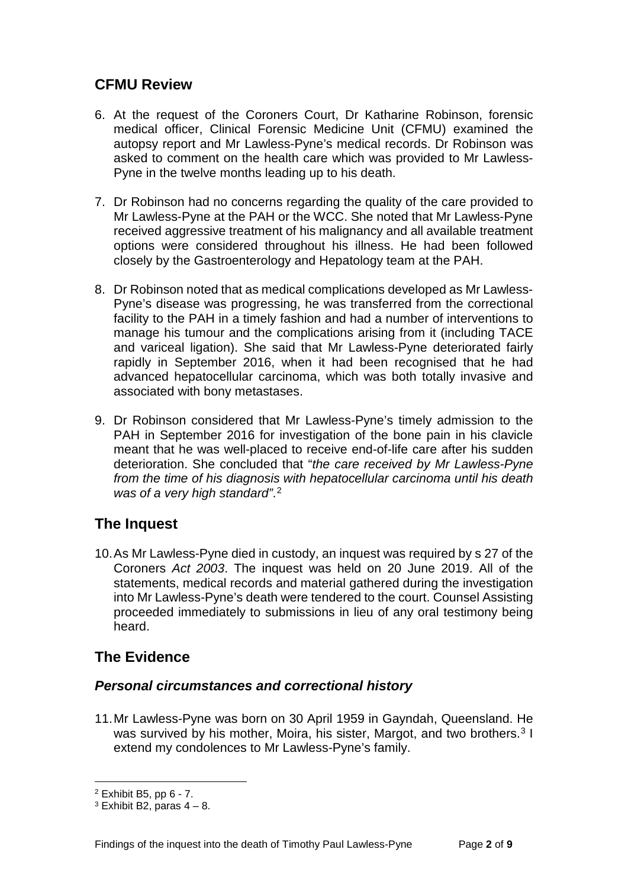## CFMU Review

6. At the request of the Coroners Court, Dr Katharine Robinson, forensic medical officer, Clinical Forensic Medicine Unit (CFMU) examined the autopsy report and Mr Lawless-Pyne's medical records. Dr Robinson was asked to comment on the health care which was provided to Mr Lawless-Pyne in the twelve months leading up to his death.

7. Dr Robinson had no concerns regarding the quality of the care provided to Mr Lawless-Pyne at the PAH or the WCC. She noted that Mr Lawless-Pyne received aggressive treatment of his malignancy and all available treatment options were considered throughout his illness. He had been followed closely by the Gastroenterology and Hepatology team at the PAH.

8. Dr Robinson noted that as medical complications developed as Mr Lawless-Pyne's disease was progressing, he was transferred from the correctional facility to the PAH in a timely fashion and had a number of interventions to manage his tumour and the complications arising from it (including TACE and variceal ligation). She said that Mr Lawless-Pyne deteriorated fairly rapidly in September 2016, when it had been recognised that he had advanced hepatocellular carcinoma, which was both totally invasive and associated with bony metastases.

9. Dr Robinson considered that Mr Lawless-Pyne's timely admission to the PAH in September 2016 for investigation of the bone pain in his clavicle meant that he was well-placed to receive end-of-life care after his sudden deterioration. She concluded that "*the care received by Mr Lawless-Pyne from the time of his diagnosis with hepatocellular carcinoma until his death was of a very high standard*".[2]

## The Inquest

10. As Mr Lawless-Pyne died in custody, an inquest was required by s 27 of the Coroners *Act 2003*. The inquest was held on 20 June 2019. All of the statements, medical records and material gathered during the investigation into Mr Lawless-Pyne's death were tendered to the court. Counsel Assisting proceeded immediately to submissions in lieu of any oral testimony being heard.

## The Evidence

### *Personal circumstances and correctional history*

11. Mr Lawless-Pyne was born on 30 April 1959 in Gayndah, Queensland. He was survived by his mother, Moira, his sister, Margot, and two brothers.[3] I extend my condolences to Mr Lawless-Pyne's family.

---

[2] Exhibit B5, pp 6 - 7.

[3] Exhibit B2, paras 4 – 8.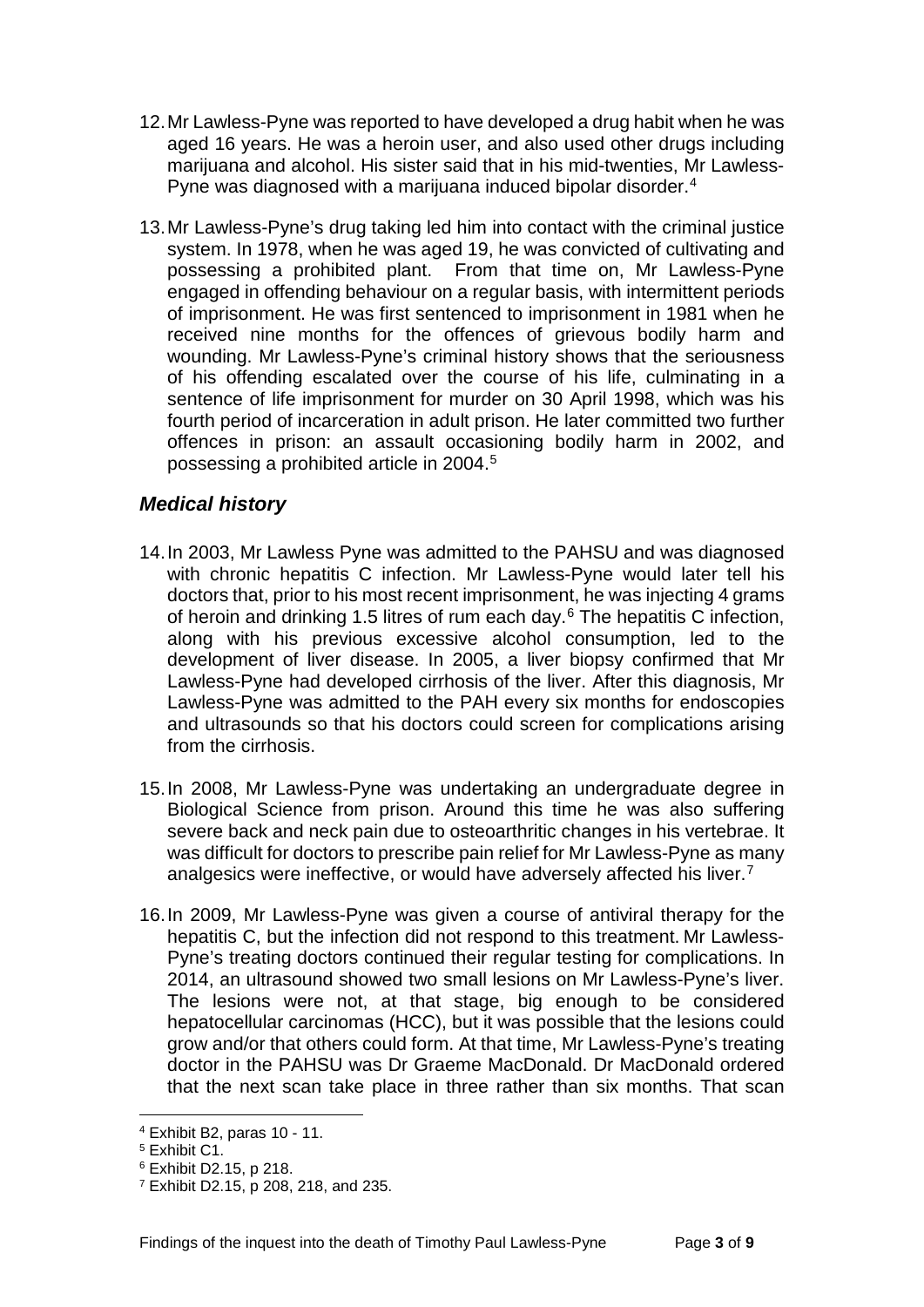12. Mr Lawless-Pyne was reported to have developed a drug habit when he was aged 16 years. He was a heroin user, and also used other drugs including marijuana and alcohol. His sister said that in his mid-twenties, Mr Lawless-Pyne was diagnosed with a marijuana induced bipolar disorder.[4]

13. Mr Lawless-Pyne's drug taking led him into contact with the criminal justice system. In 1978, when he was aged 19, he was convicted of cultivating and possessing a prohibited plant. From that time on, Mr Lawless-Pyne engaged in offending behaviour on a regular basis, with intermittent periods of imprisonment. He was first sentenced to imprisonment in 1981 when he received nine months for the offences of grievous bodily harm and wounding. Mr Lawless-Pyne's criminal history shows that the seriousness of his offending escalated over the course of his life, culminating in a sentence of life imprisonment for murder on 30 April 1998, which was his fourth period of incarceration in adult prison. He later committed two further offences in prison: an assault occasioning bodily harm in 2002, and possessing a prohibited article in 2004.[5]

## *Medical history*

14. In 2003, Mr Lawless Pyne was admitted to the PAHSU and was diagnosed with chronic hepatitis C infection. Mr Lawless-Pyne would later tell his doctors that, prior to his most recent imprisonment, he was injecting 4 grams of heroin and drinking 1.5 litres of rum each day.[6] The hepatitis C infection, along with his previous excessive alcohol consumption, led to the development of liver disease. In 2005, a liver biopsy confirmed that Mr Lawless-Pyne had developed cirrhosis of the liver. After this diagnosis, Mr Lawless-Pyne was admitted to the PAH every six months for endoscopies and ultrasounds so that his doctors could screen for complications arising from the cirrhosis.

15. In 2008, Mr Lawless-Pyne was undertaking an undergraduate degree in Biological Science from prison. Around this time he was also suffering severe back and neck pain due to osteoarthritic changes in his vertebrae. It was difficult for doctors to prescribe pain relief for Mr Lawless-Pyne as many analgesics were ineffective, or would have adversely affected his liver.[7]

16. In 2009, Mr Lawless-Pyne was given a course of antiviral therapy for the hepatitis C, but the infection did not respond to this treatment. Mr Lawless-Pyne's treating doctors continued their regular testing for complications. In 2014, an ultrasound showed two small lesions on Mr Lawless-Pyne's liver. The lesions were not, at that stage, big enough to be considered hepatocellular carcinomas (HCC), but it was possible that the lesions could grow and/or that others could form. At that time, Mr Lawless-Pyne's treating doctor in the PAHSU was Dr Graeme MacDonald. Dr MacDonald ordered that the next scan take place in three rather than six months. That scan

---

[4] Exhibit B2, paras 10 - 11.

[5] Exhibit C1.

[6] Exhibit D2.15, p 218.

[7] Exhibit D2.15, p 208, 218, and 235.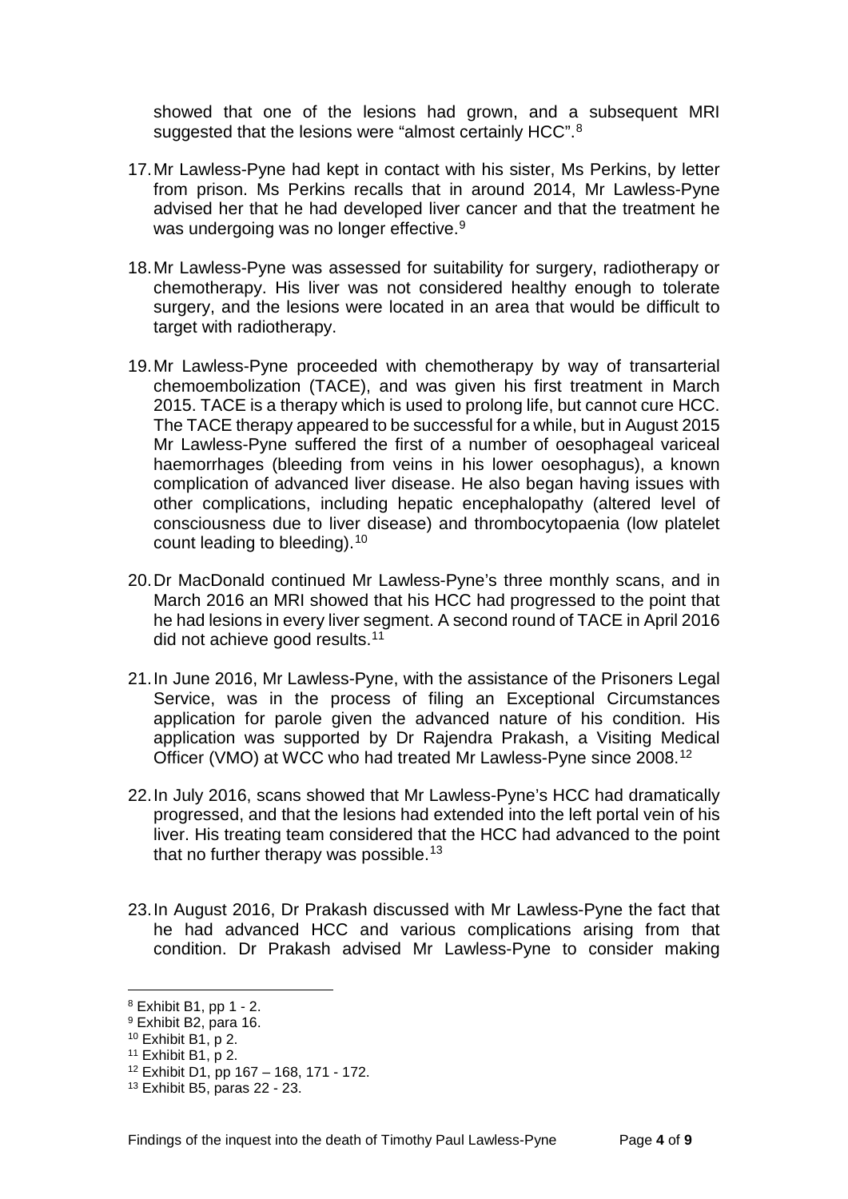showed that one of the lesions had grown, and a subsequent MRI suggested that the lesions were "almost certainly HCC".[8]

17. Mr Lawless-Pyne had kept in contact with his sister, Ms Perkins, by letter from prison. Ms Perkins recalls that in around 2014, Mr Lawless-Pyne advised her that he had developed liver cancer and that the treatment he was undergoing was no longer effective.[9]

18. Mr Lawless-Pyne was assessed for suitability for surgery, radiotherapy or chemotherapy. His liver was not considered healthy enough to tolerate surgery, and the lesions were located in an area that would be difficult to target with radiotherapy.

19. Mr Lawless-Pyne proceeded with chemotherapy by way of transarterial chemoembolization (TACE), and was given his first treatment in March 2015. TACE is a therapy which is used to prolong life, but cannot cure HCC. The TACE therapy appeared to be successful for a while, but in August 2015 Mr Lawless-Pyne suffered the first of a number of oesophageal variceal haemorrhages (bleeding from veins in his lower oesophagus), a known complication of advanced liver disease. He also began having issues with other complications, including hepatic encephalopathy (altered level of consciousness due to liver disease) and thrombocytopaenia (low platelet count leading to bleeding).[10]

20. Dr MacDonald continued Mr Lawless-Pyne's three monthly scans, and in March 2016 an MRI showed that his HCC had progressed to the point that he had lesions in every liver segment. A second round of TACE in April 2016 did not achieve good results.[11]

21. In June 2016, Mr Lawless-Pyne, with the assistance of the Prisoners Legal Service, was in the process of filing an Exceptional Circumstances application for parole given the advanced nature of his condition. His application was supported by Dr Rajendra Prakash, a Visiting Medical Officer (VMO) at WCC who had treated Mr Lawless-Pyne since 2008.[12]

22. In July 2016, scans showed that Mr Lawless-Pyne's HCC had dramatically progressed, and that the lesions had extended into the left portal vein of his liver. His treating team considered that the HCC had advanced to the point that no further therapy was possible.[13]

23. In August 2016, Dr Prakash discussed with Mr Lawless-Pyne the fact that he had advanced HCC and various complications arising from that condition. Dr Prakash advised Mr Lawless-Pyne to consider making

---

[8] Exhibit B1, pp 1 - 2.
[9] Exhibit B2, para 16.
[10] Exhibit B1, p 2.
[11] Exhibit B1, p 2.
[12] Exhibit D1, pp 167 – 168, 171 - 172.
[13] Exhibit B5, paras 22 - 23.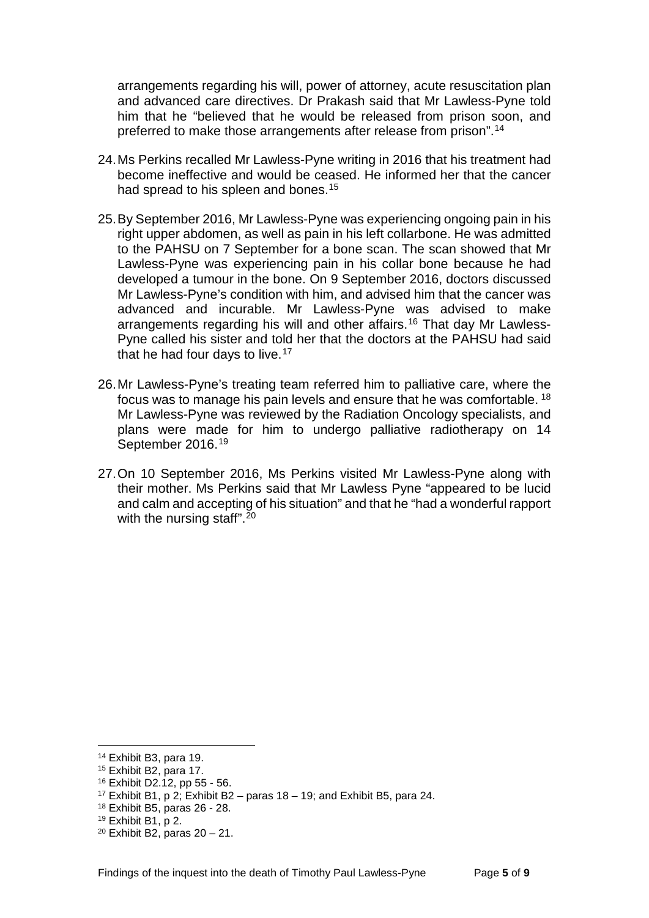arrangements regarding his will, power of attorney, acute resuscitation plan and advanced care directives. Dr Prakash said that Mr Lawless-Pyne told him that he "believed that he would be released from prison soon, and preferred to make those arrangements after release from prison".[14]

24. Ms Perkins recalled Mr Lawless-Pyne writing in 2016 that his treatment had become ineffective and would be ceased. He informed her that the cancer had spread to his spleen and bones.[15]

25. By September 2016, Mr Lawless-Pyne was experiencing ongoing pain in his right upper abdomen, as well as pain in his left collarbone. He was admitted to the PAHSU on 7 September for a bone scan. The scan showed that Mr Lawless-Pyne was experiencing pain in his collar bone because he had developed a tumour in the bone. On 9 September 2016, doctors discussed Mr Lawless-Pyne's condition with him, and advised him that the cancer was advanced and incurable. Mr Lawless-Pyne was advised to make arrangements regarding his will and other affairs.[16] That day Mr Lawless-Pyne called his sister and told her that the doctors at the PAHSU had said that he had four days to live.[17]

26. Mr Lawless-Pyne's treating team referred him to palliative care, where the focus was to manage his pain levels and ensure that he was comfortable.[18] Mr Lawless-Pyne was reviewed by the Radiation Oncology specialists, and plans were made for him to undergo palliative radiotherapy on 14 September 2016.[19]

27. On 10 September 2016, Ms Perkins visited Mr Lawless-Pyne along with their mother. Ms Perkins said that Mr Lawless Pyne "appeared to be lucid and calm and accepting of his situation" and that he "had a wonderful rapport with the nursing staff".[20]

---

[14] Exhibit B3, para 19.

[15] Exhibit B2, para 17.

[16] Exhibit D2.12, pp 55 - 56.

[17] Exhibit B1, p 2; Exhibit B2 – paras 18 – 19; and Exhibit B5, para 24.

[18] Exhibit B5, paras 26 - 28.

[19] Exhibit B1, p 2.

[20] Exhibit B2, paras 20 – 21.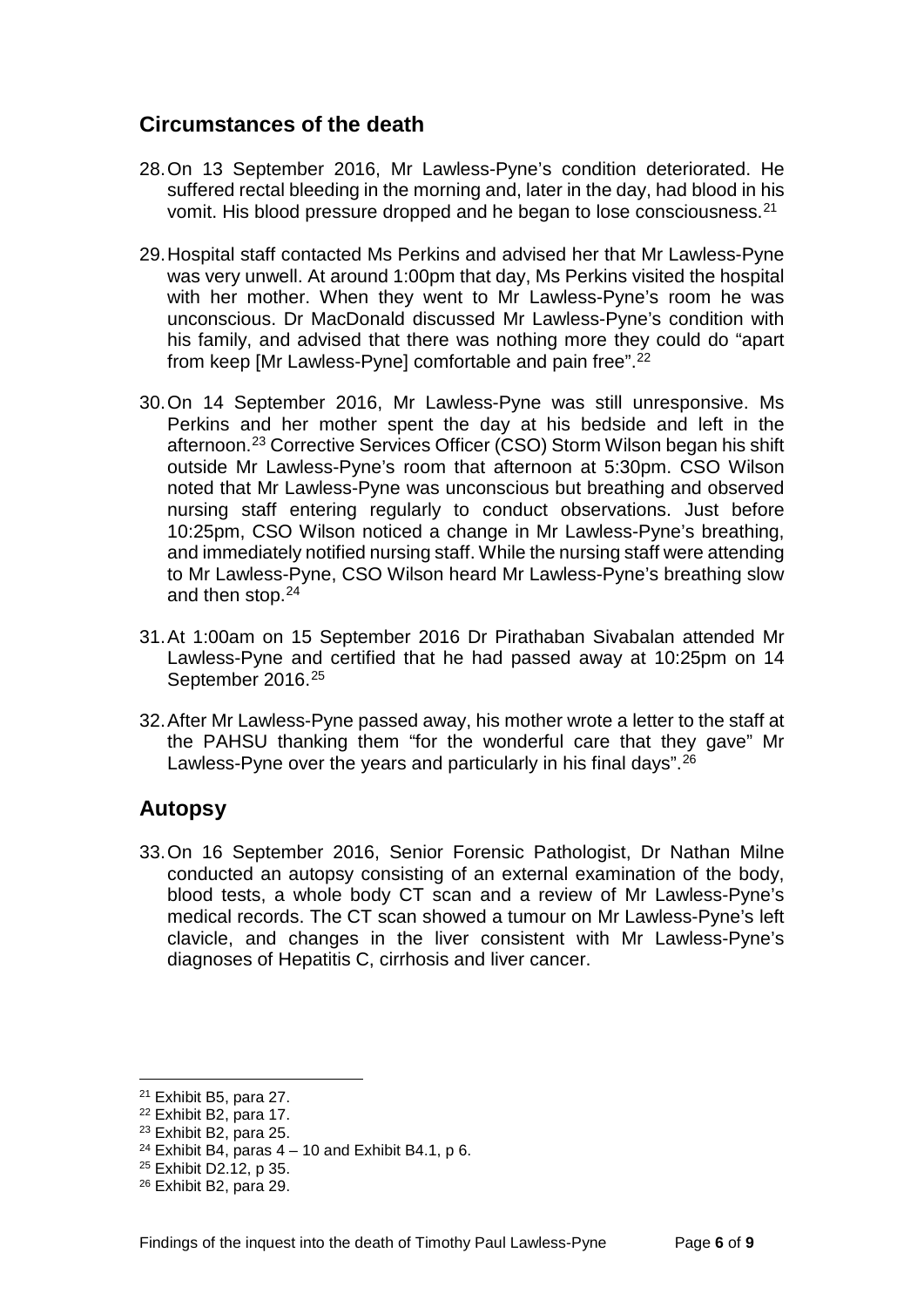## Circumstances of the death

28. On 13 September 2016, Mr Lawless-Pyne's condition deteriorated. He suffered rectal bleeding in the morning and, later in the day, had blood in his vomit. His blood pressure dropped and he began to lose consciousness.[21]

29. Hospital staff contacted Ms Perkins and advised her that Mr Lawless-Pyne was very unwell. At around 1:00pm that day, Ms Perkins visited the hospital with her mother. When they went to Mr Lawless-Pyne's room he was unconscious. Dr MacDonald discussed Mr Lawless-Pyne's condition with his family, and advised that there was nothing more they could do "apart from keep [Mr Lawless-Pyne] comfortable and pain free".[22]

30. On 14 September 2016, Mr Lawless-Pyne was still unresponsive. Ms Perkins and her mother spent the day at his bedside and left in the afternoon.[23] Corrective Services Officer (CSO) Storm Wilson began his shift outside Mr Lawless-Pyne's room that afternoon at 5:30pm. CSO Wilson noted that Mr Lawless-Pyne was unconscious but breathing and observed nursing staff entering regularly to conduct observations. Just before 10:25pm, CSO Wilson noticed a change in Mr Lawless-Pyne's breathing, and immediately notified nursing staff. While the nursing staff were attending to Mr Lawless-Pyne, CSO Wilson heard Mr Lawless-Pyne's breathing slow and then stop.[24]

31. At 1:00am on 15 September 2016 Dr Pirathaban Sivabalan attended Mr Lawless-Pyne and certified that he had passed away at 10:25pm on 14 September 2016.[25]

32. After Mr Lawless-Pyne passed away, his mother wrote a letter to the staff at the PAHSU thanking them "for the wonderful care that they gave" Mr Lawless-Pyne over the years and particularly in his final days".[26]

## Autopsy

33. On 16 September 2016, Senior Forensic Pathologist, Dr Nathan Milne conducted an autopsy consisting of an external examination of the body, blood tests, a whole body CT scan and a review of Mr Lawless-Pyne's medical records. The CT scan showed a tumour on Mr Lawless-Pyne's left clavicle, and changes in the liver consistent with Mr Lawless-Pyne's diagnoses of Hepatitis C, cirrhosis and liver cancer.

---

[21] Exhibit B5, para 27.
[22] Exhibit B2, para 17.
[23] Exhibit B2, para 25.
[24] Exhibit B4, paras 4 – 10 and Exhibit B4.1, p 6.
[25] Exhibit D2.12, p 35.
[26] Exhibit B2, para 29.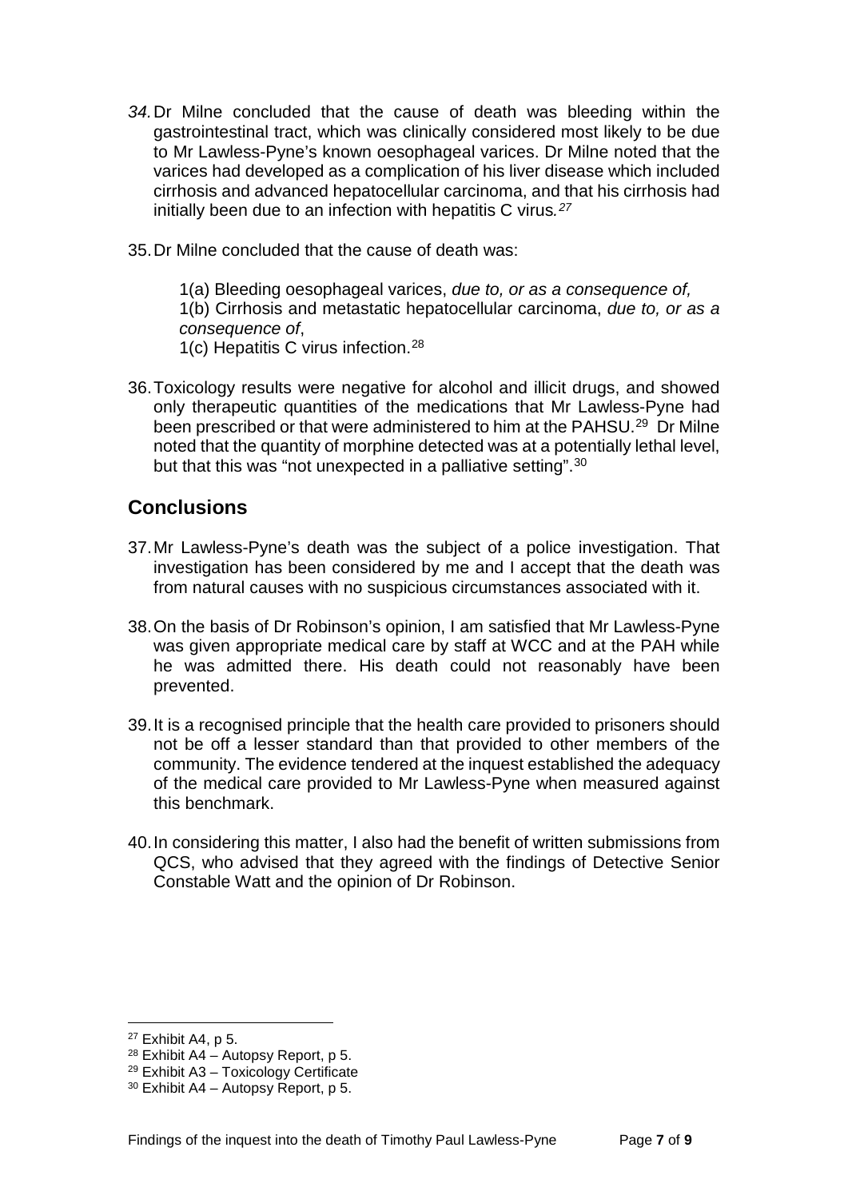34. Dr Milne concluded that the cause of death was bleeding within the gastrointestinal tract, which was clinically considered most likely to be due to Mr Lawless-Pyne's known oesophageal varices. Dr Milne noted that the varices had developed as a complication of his liver disease which included cirrhosis and advanced hepatocellular carcinoma, and that his cirrhosis had initially been due to an infection with hepatitis C virus.[27]

35. Dr Milne concluded that the cause of death was:

    1(a) Bleeding oesophageal varices, *due to, or as a consequence of,*
    1(b) Cirrhosis and metastatic hepatocellular carcinoma, *due to, or as a consequence of*,
    1(c) Hepatitis C virus infection.[28]

36. Toxicology results were negative for alcohol and illicit drugs, and showed only therapeutic quantities of the medications that Mr Lawless-Pyne had been prescribed or that were administered to him at the PAHSU.[29] Dr Milne noted that the quantity of morphine detected was at a potentially lethal level, but that this was "not unexpected in a palliative setting".[30]

## Conclusions

37. Mr Lawless-Pyne's death was the subject of a police investigation. That investigation has been considered by me and I accept that the death was from natural causes with no suspicious circumstances associated with it.

38. On the basis of Dr Robinson's opinion, I am satisfied that Mr Lawless-Pyne was given appropriate medical care by staff at WCC and at the PAH while he was admitted there. His death could not reasonably have been prevented.

39. It is a recognised principle that the health care provided to prisoners should not be off a lesser standard than that provided to other members of the community. The evidence tendered at the inquest established the adequacy of the medical care provided to Mr Lawless-Pyne when measured against this benchmark.

40. In considering this matter, I also had the benefit of written submissions from QCS, who advised that they agreed with the findings of Detective Senior Constable Watt and the opinion of Dr Robinson.

[27] Exhibit A4, p 5.
[28] Exhibit A4 – Autopsy Report, p 5.
[29] Exhibit A3 – Toxicology Certificate
[30] Exhibit A4 – Autopsy Report, p 5.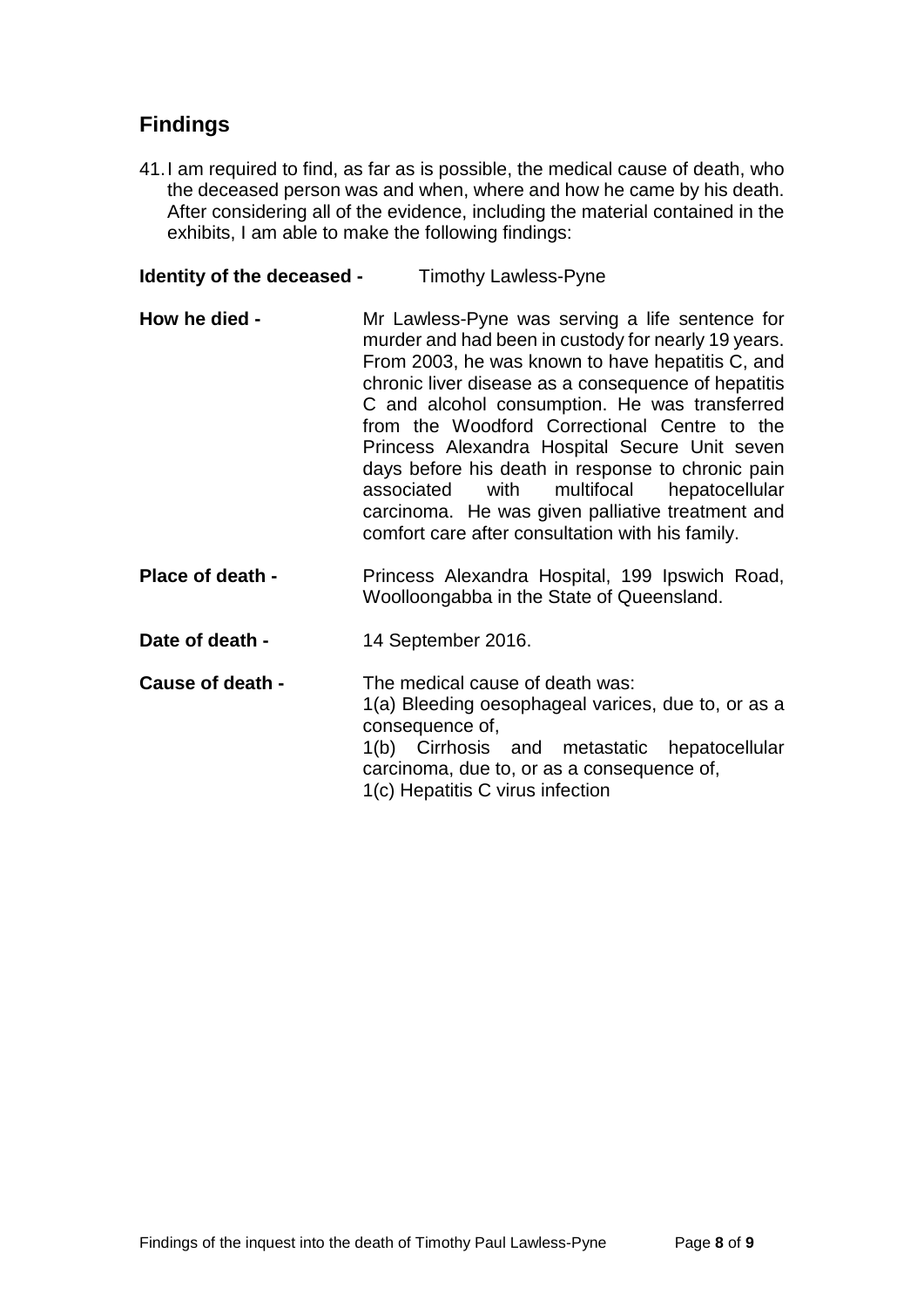## Findings

41. I am required to find, as far as is possible, the medical cause of death, who the deceased person was and when, where and how he came by his death. After considering all of the evidence, including the material contained in the exhibits, I am able to make the following findings:

**Identity of the deceased -** Timothy Lawless-Pyne

**How he died -** Mr Lawless-Pyne was serving a life sentence for murder and had been in custody for nearly 19 years. From 2003, he was known to have hepatitis C, and chronic liver disease as a consequence of hepatitis C and alcohol consumption. He was transferred from the Woodford Correctional Centre to the Princess Alexandra Hospital Secure Unit seven days before his death in response to chronic pain associated with multifocal hepatocellular carcinoma. He was given palliative treatment and comfort care after consultation with his family.

**Place of death -** Princess Alexandra Hospital, 199 Ipswich Road, Woolloongabba in the State of Queensland.

**Date of death -** 14 September 2016.

**Cause of death -** The medical cause of death was:
1(a) Bleeding oesophageal varices, due to, or as a consequence of,
1(b) Cirrhosis and metastatic hepatocellular carcinoma, due to, or as a consequence of,
1(c) Hepatitis C virus infection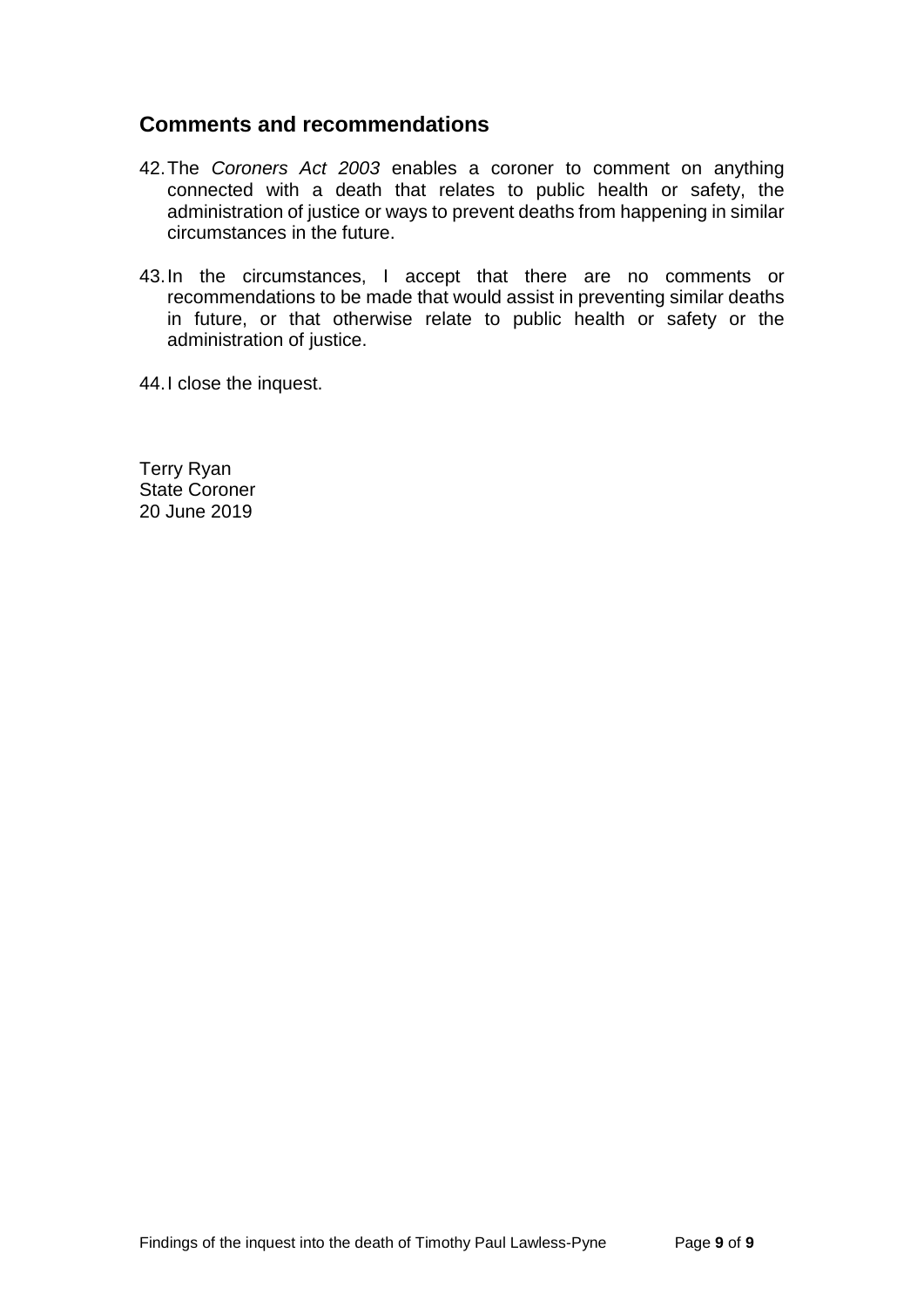## Comments and recommendations

42. The *Coroners Act 2003* enables a coroner to comment on anything connected with a death that relates to public health or safety, the administration of justice or ways to prevent deaths from happening in similar circumstances in the future.

43. In the circumstances, I accept that there are no comments or recommendations to be made that would assist in preventing similar deaths in future, or that otherwise relate to public health or safety or the administration of justice.

44. I close the inquest.

Terry Ryan
State Coroner
20 June 2019